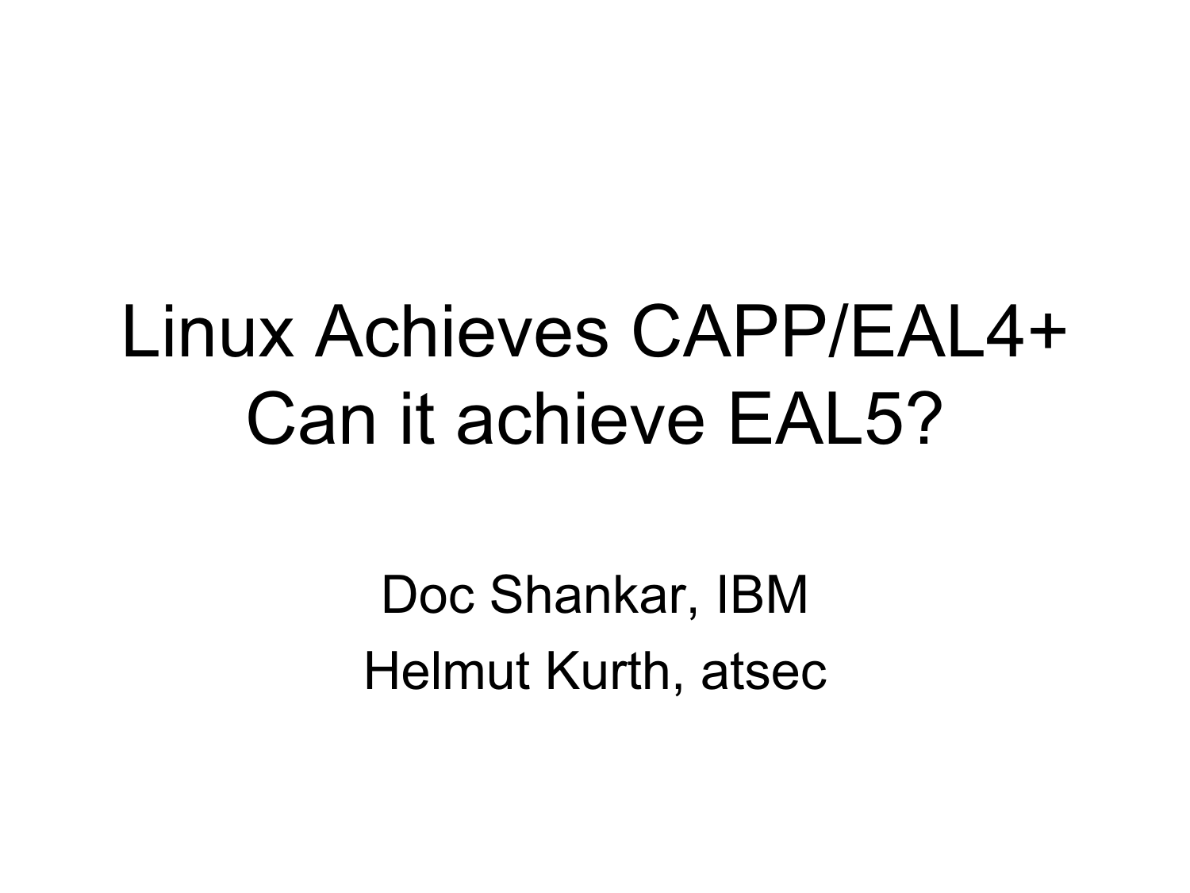# Linux Achieves CAPP/EAL4+
# Can it achieve EAL5?

Doc Shankar, IBM

Helmut Kurth, atsec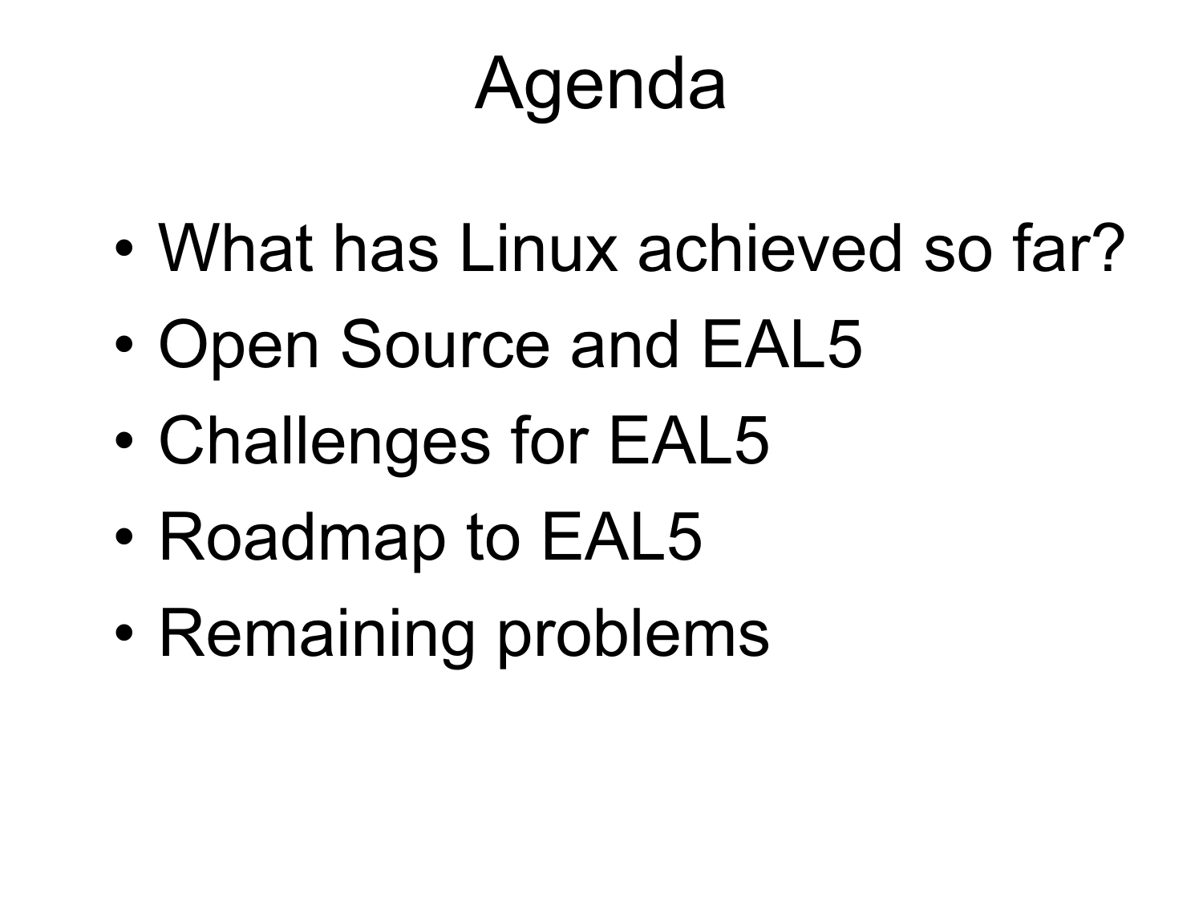# Agenda

- What has Linux achieved so far?
- Open Source and EAL5
- Challenges for EAL5
- Roadmap to EAL5
- Remaining problems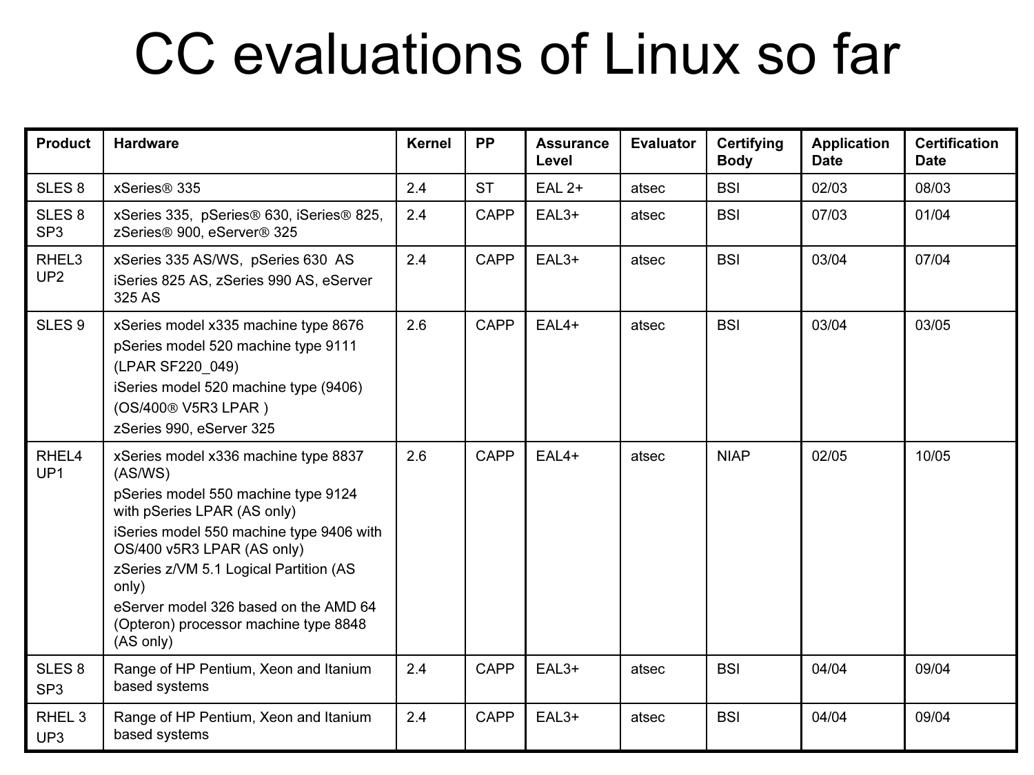# CC evaluations of Linux so far

| Product | Hardware | Kernel | PP | Assurance Level | Evaluator | Certifying Body | Application Date | Certification Date |
|---|---|---|---|---|---|---|---|---|
| SLES 8 | xSeries® 335 | 2.4 | ST | EAL 2+ | atsec | BSI | 02/03 | 08/03 |
| SLES 8 SP3 | xSeries 335, pSeries® 630, iSeries® 825, zSeries® 900, eServer® 325 | 2.4 | CAPP | EAL3+ | atsec | BSI | 07/03 | 01/04 |
| RHEL3 UP2 | xSeries 335 AS/WS, pSeries 630 AS iSeries 825 AS, zSeries 990 AS, eServer 325 AS | 2.4 | CAPP | EAL3+ | atsec | BSI | 03/04 | 07/04 |
| SLES 9 | xSeries model x335 machine type 8676 pSeries model 520 machine type 9111 (LPAR SF220_049) iSeries model 520 machine type (9406) (OS/400® V5R3 LPAR ) zSeries 990, eServer 325 | 2.6 | CAPP | EAL4+ | atsec | BSI | 03/04 | 03/05 |
| RHEL4 UP1 | xSeries model x336 machine type 8837 (AS/WS) pSeries model 550 machine type 9124 with pSeries LPAR (AS only) iSeries model 550 machine type 9406 with OS/400 v5R3 LPAR (AS only) zSeries z/VM 5.1 Logical Partition (AS only) eServer model 326 based on the AMD 64 (Opteron) processor machine type 8848 (AS only) | 2.6 | CAPP | EAL4+ | atsec | NIAP | 02/05 | 10/05 |
| SLES 8 SP3 | Range of HP Pentium, Xeon and Itanium based systems | 2.4 | CAPP | EAL3+ | atsec | BSI | 04/04 | 09/04 |
| RHEL 3 UP3 | Range of HP Pentium, Xeon and Itanium based systems | 2.4 | CAPP | EAL3+ | atsec | BSI | 04/04 | 09/04 |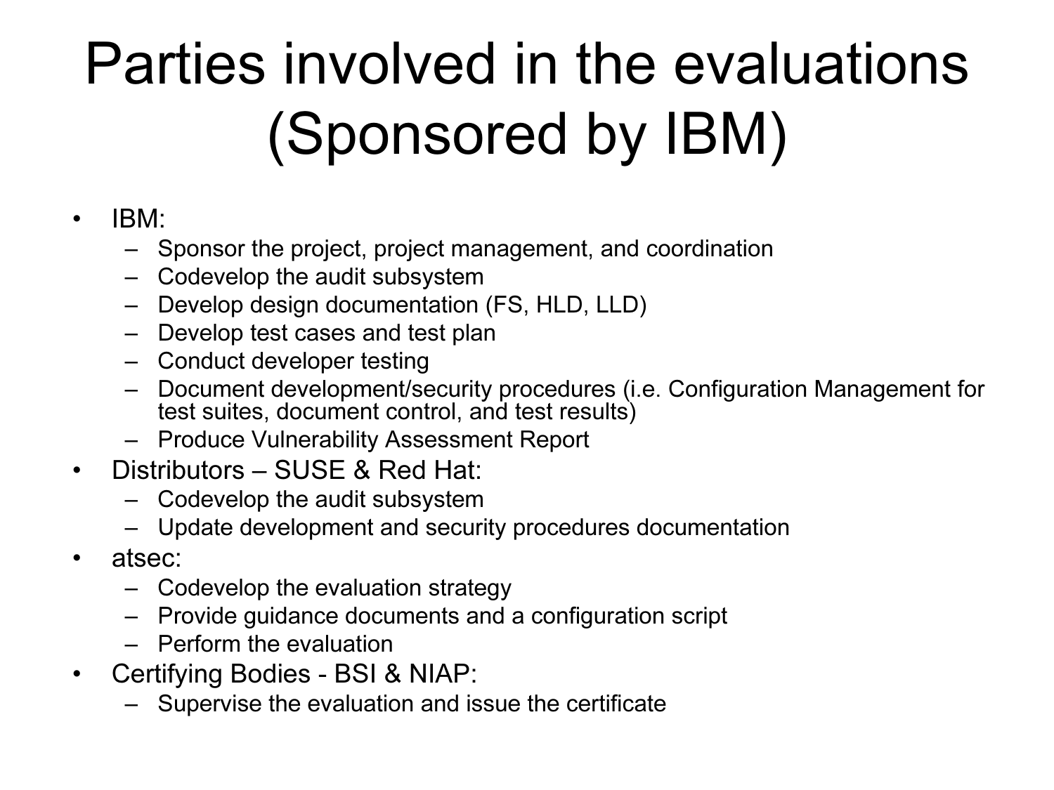# Parties involved in the evaluations (Sponsored by IBM)

- IBM:
  - Sponsor the project, project management, and coordination
  - Codevelop the audit subsystem
  - Develop design documentation (FS, HLD, LLD)
  - Develop test cases and test plan
  - Conduct developer testing
  - Document development/security procedures (i.e. Configuration Management for test suites, document control, and test results)
  - Produce Vulnerability Assessment Report
- Distributors – SUSE & Red Hat:
  - Codevelop the audit subsystem
  - Update development and security procedures documentation
- atsec:
  - Codevelop the evaluation strategy
  - Provide guidance documents and a configuration script
  - Perform the evaluation
- Certifying Bodies - BSI & NIAP:
  - Supervise the evaluation and issue the certificate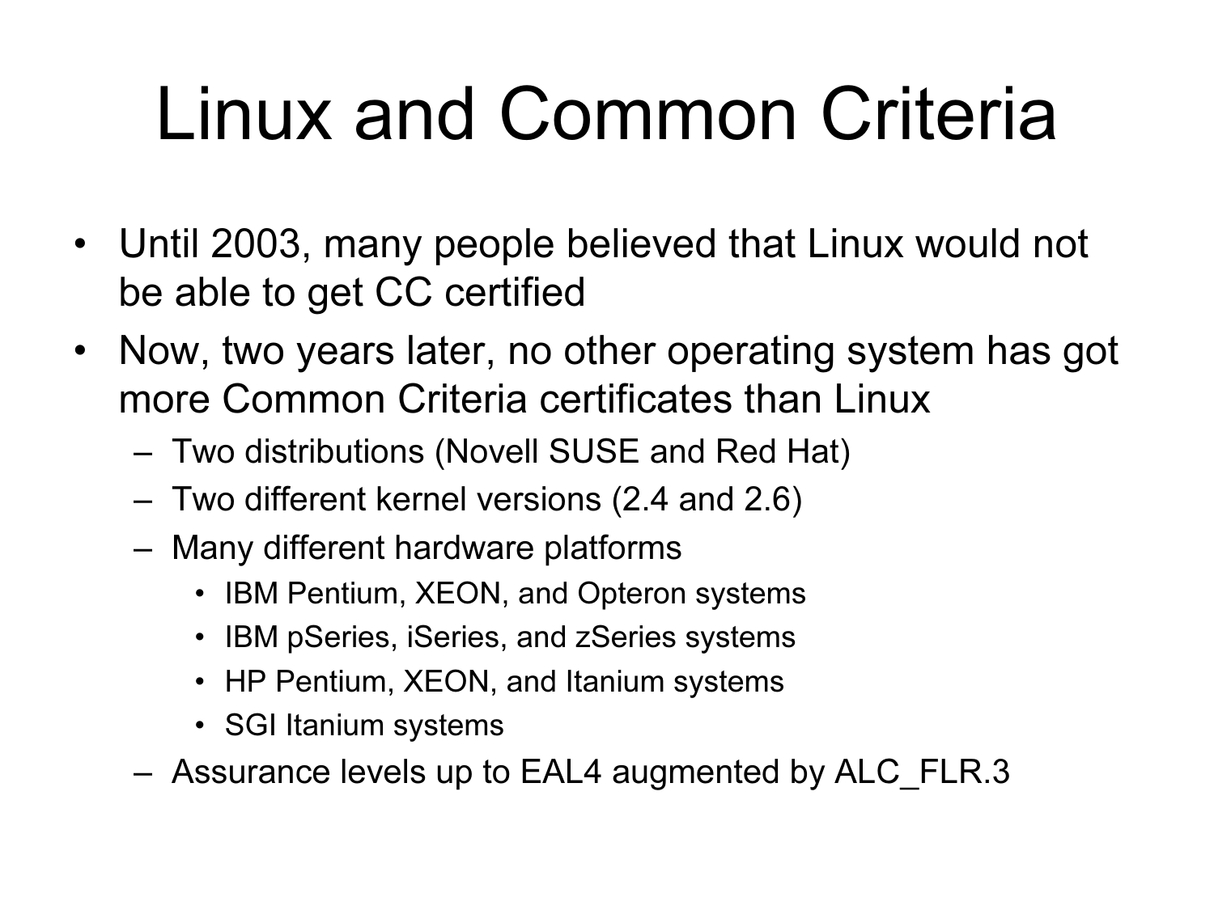# Linux and Common Criteria

- Until 2003, many people believed that Linux would not be able to get CC certified
- Now, two years later, no other operating system has got more Common Criteria certificates than Linux
  - Two distributions (Novell SUSE and Red Hat)
  - Two different kernel versions (2.4 and 2.6)
  - Many different hardware platforms
    - IBM Pentium, XEON, and Opteron systems
    - IBM pSeries, iSeries, and zSeries systems
    - HP Pentium, XEON, and Itanium systems
    - SGI Itanium systems
  - Assurance levels up to EAL4 augmented by ALC_FLR.3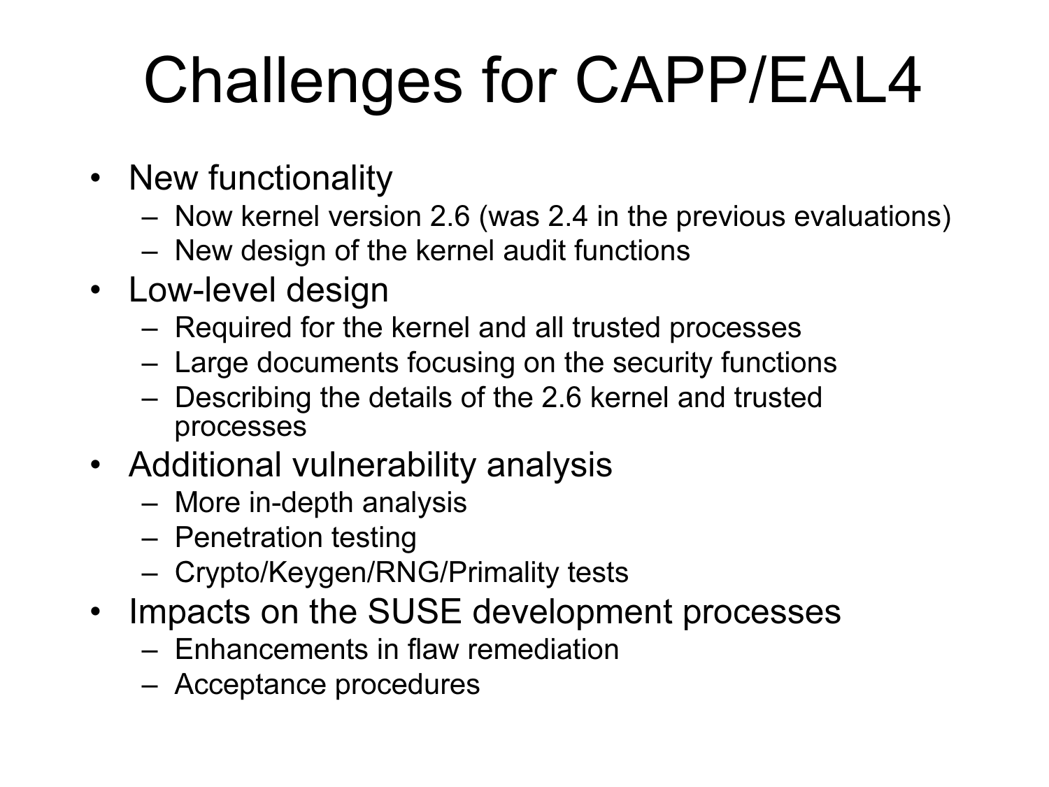# Challenges for CAPP/EAL4

- New functionality
  - Now kernel version 2.6 (was 2.4 in the previous evaluations)
  - New design of the kernel audit functions
- Low-level design
  - Required for the kernel and all trusted processes
  - Large documents focusing on the security functions
  - Describing the details of the 2.6 kernel and trusted processes
- Additional vulnerability analysis
  - More in-depth analysis
  - Penetration testing
  - Crypto/Keygen/RNG/Primality tests
- Impacts on the SUSE development processes
  - Enhancements in flaw remediation
  - Acceptance procedures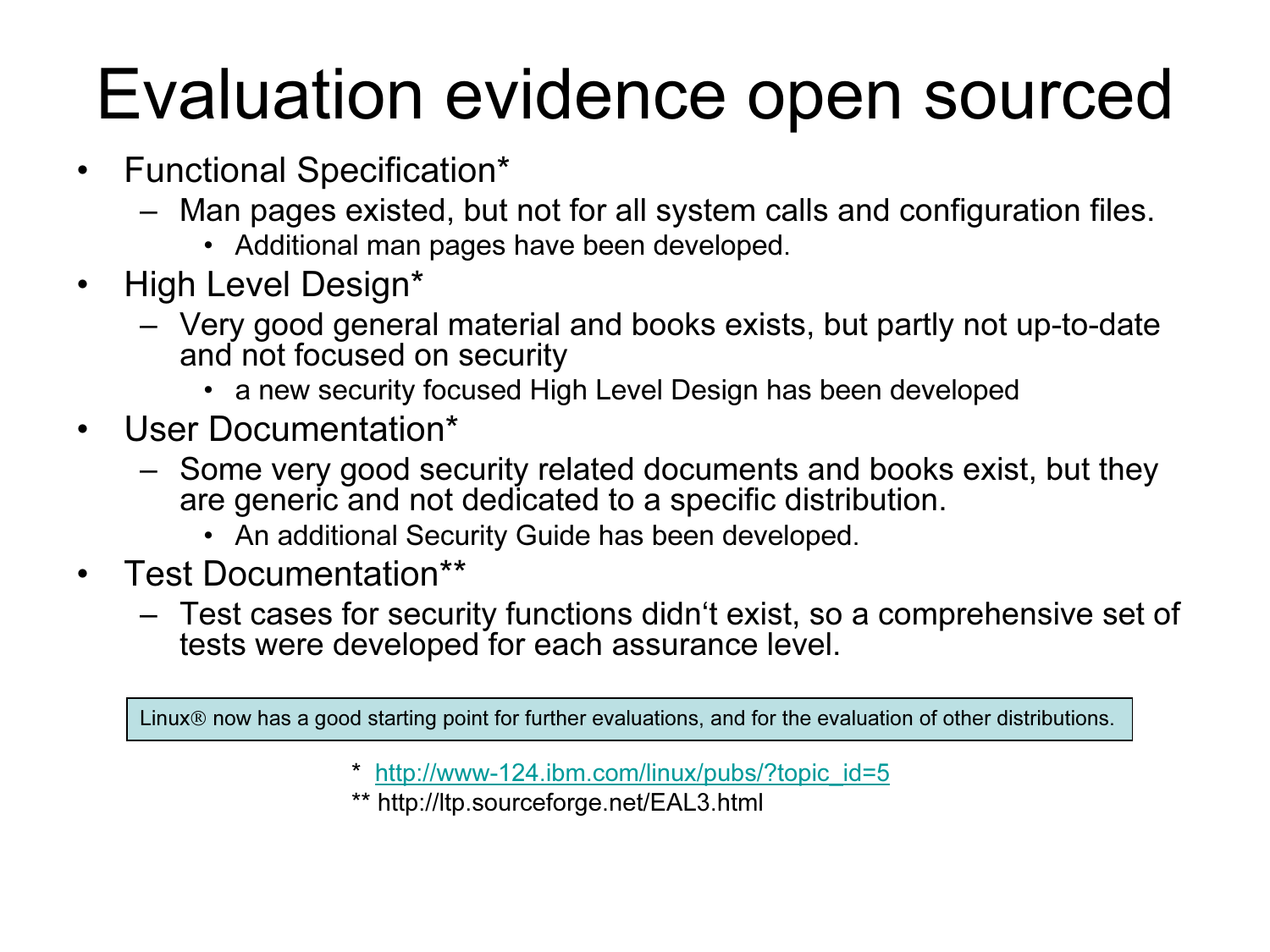# Evaluation evidence open sourced

- Functional Specification*
  - Man pages existed, but not for all system calls and configuration files.
    - Additional man pages have been developed.
- High Level Design*
  - Very good general material and books exists, but partly not up-to-date and not focused on security
    - a new security focused High Level Design has been developed
- User Documentation*
  - Some very good security related documents and books exist, but they are generic and not dedicated to a specific distribution.
    - An additional Security Guide has been developed.
- Test Documentation**
  - Test cases for security functions didn‘t exist, so a comprehensive set of tests were developed for each assurance level.

Linux® now has a good starting point for further evaluations, and for the evaluation of other distributions.

\* http://www-124.ibm.com/linux/pubs/?topic_id=5

** http://ltp.sourceforge.net/EAL3.html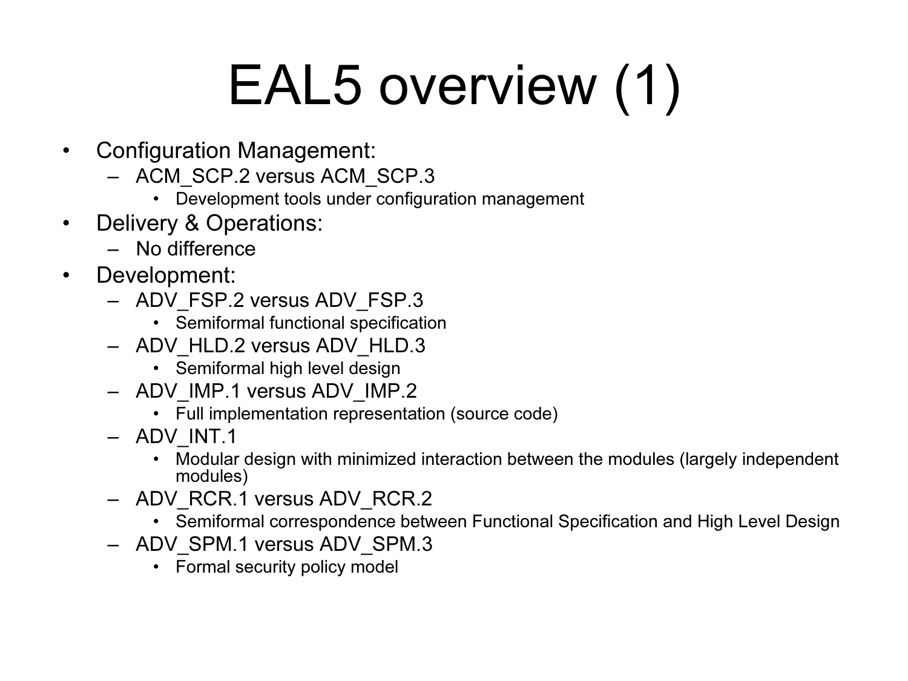# EAL5 overview (1)

- Configuration Management:
  - ACM_SCP.2 versus ACM_SCP.3
    - Development tools under configuration management
- Delivery & Operations:
  - No difference
- Development:
  - ADV_FSP.2 versus ADV_FSP.3
    - Semiformal functional specification
  - ADV_HLD.2 versus ADV_HLD.3
    - Semiformal high level design
  - ADV_IMP.1 versus ADV_IMP.2
    - Full implementation representation (source code)
  - ADV_INT.1
    - Modular design with minimized interaction between the modules (largely independent modules)
  - ADV_RCR.1 versus ADV_RCR.2
    - Semiformal correspondence between Functional Specification and High Level Design
  - ADV_SPM.1 versus ADV_SPM.3
    - Formal security policy model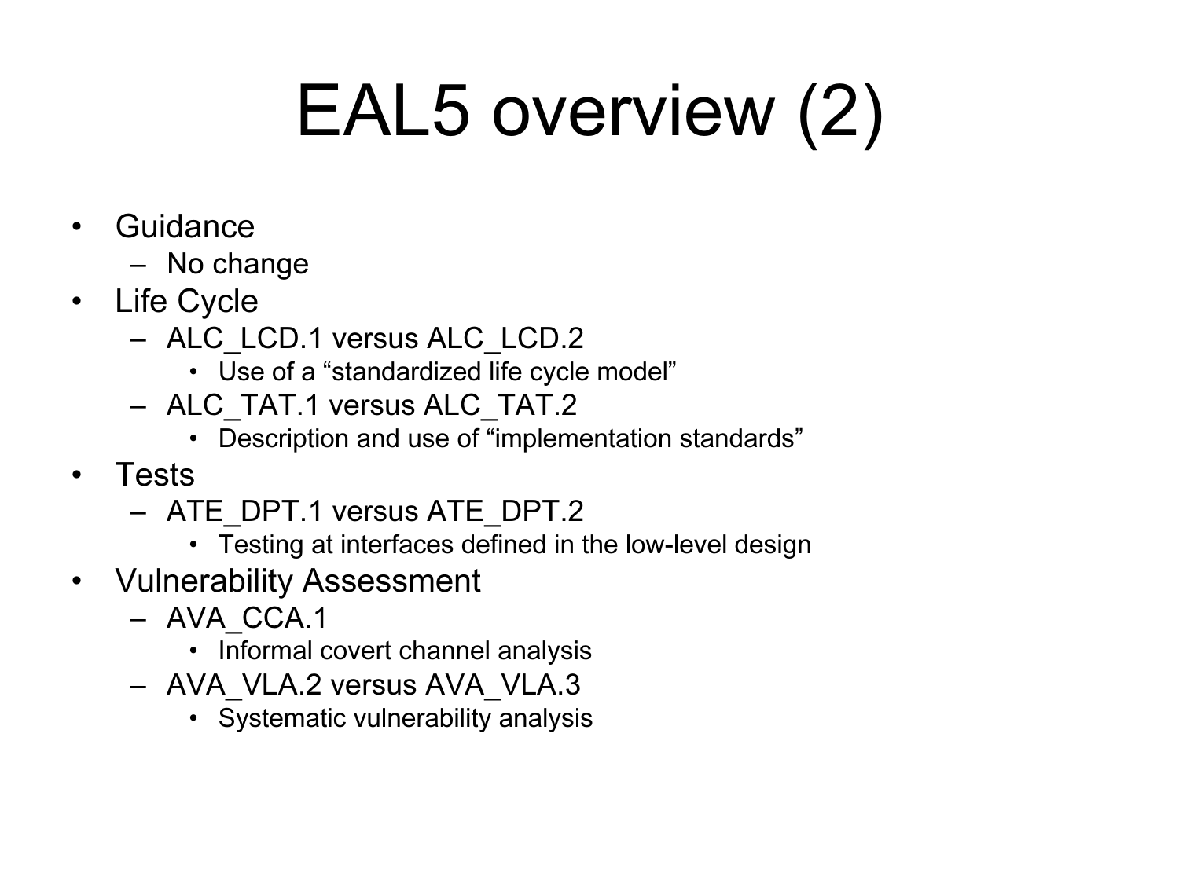# EAL5 overview (2)

- Guidance
  - No change
- Life Cycle
  - ALC_LCD.1 versus ALC_LCD.2
    - Use of a “standardized life cycle model”
  - ALC_TAT.1 versus ALC_TAT.2
    - Description and use of “implementation standards”
- Tests
  - ATE_DPT.1 versus ATE_DPT.2
    - Testing at interfaces defined in the low-level design
- Vulnerability Assessment
  - AVA_CCA.1
    - Informal covert channel analysis
  - AVA_VLA.2 versus AVA_VLA.3
    - Systematic vulnerability analysis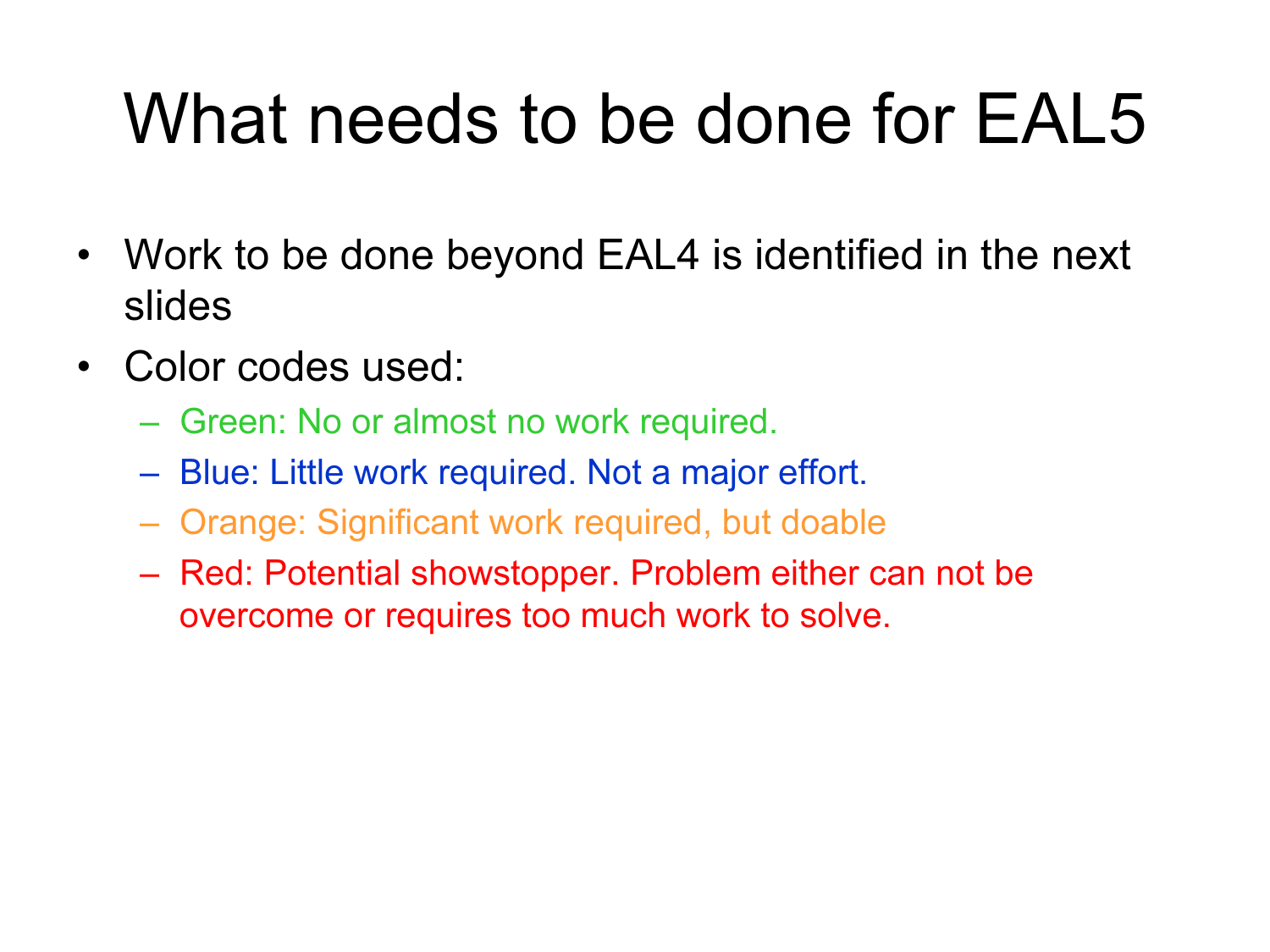# What needs to be done for EAL5

- Work to be done beyond EAL4 is identified in the next slides
- Color codes used:
  - Green: No or almost no work required.
  - Blue: Little work required. Not a major effort.
  - Orange: Significant work required, but doable
  - Red: Potential showstopper. Problem either can not be overcome or requires too much work to solve.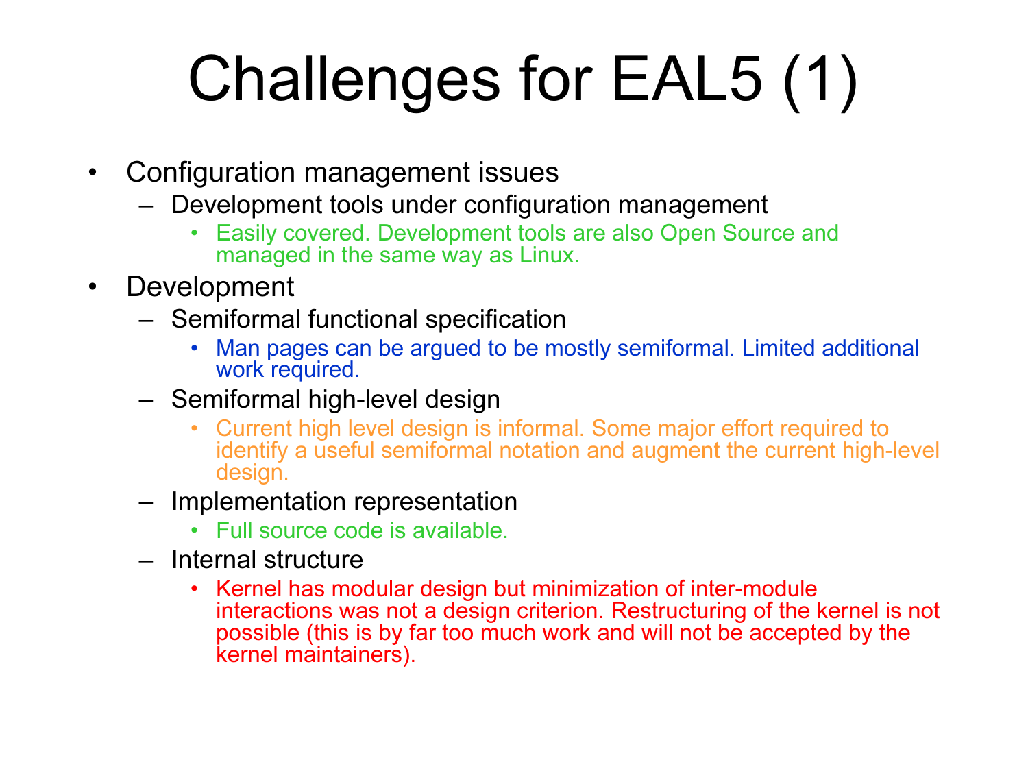# Challenges for EAL5 (1)

- Configuration management issues
  - Development tools under configuration management
    - Easily covered. Development tools are also Open Source and managed in the same way as Linux.
- Development
  - Semiformal functional specification
    - Man pages can be argued to be mostly semiformal. Limited additional work required.
  - Semiformal high-level design
    - Current high level design is informal. Some major effort required to identify a useful semiformal notation and augment the current high-level design.
  - Implementation representation
    - Full source code is available.
  - Internal structure
    - Kernel has modular design but minimization of inter-module interactions was not a design criterion. Restructuring of the kernel is not possible (this is by far too much work and will not be accepted by the kernel maintainers).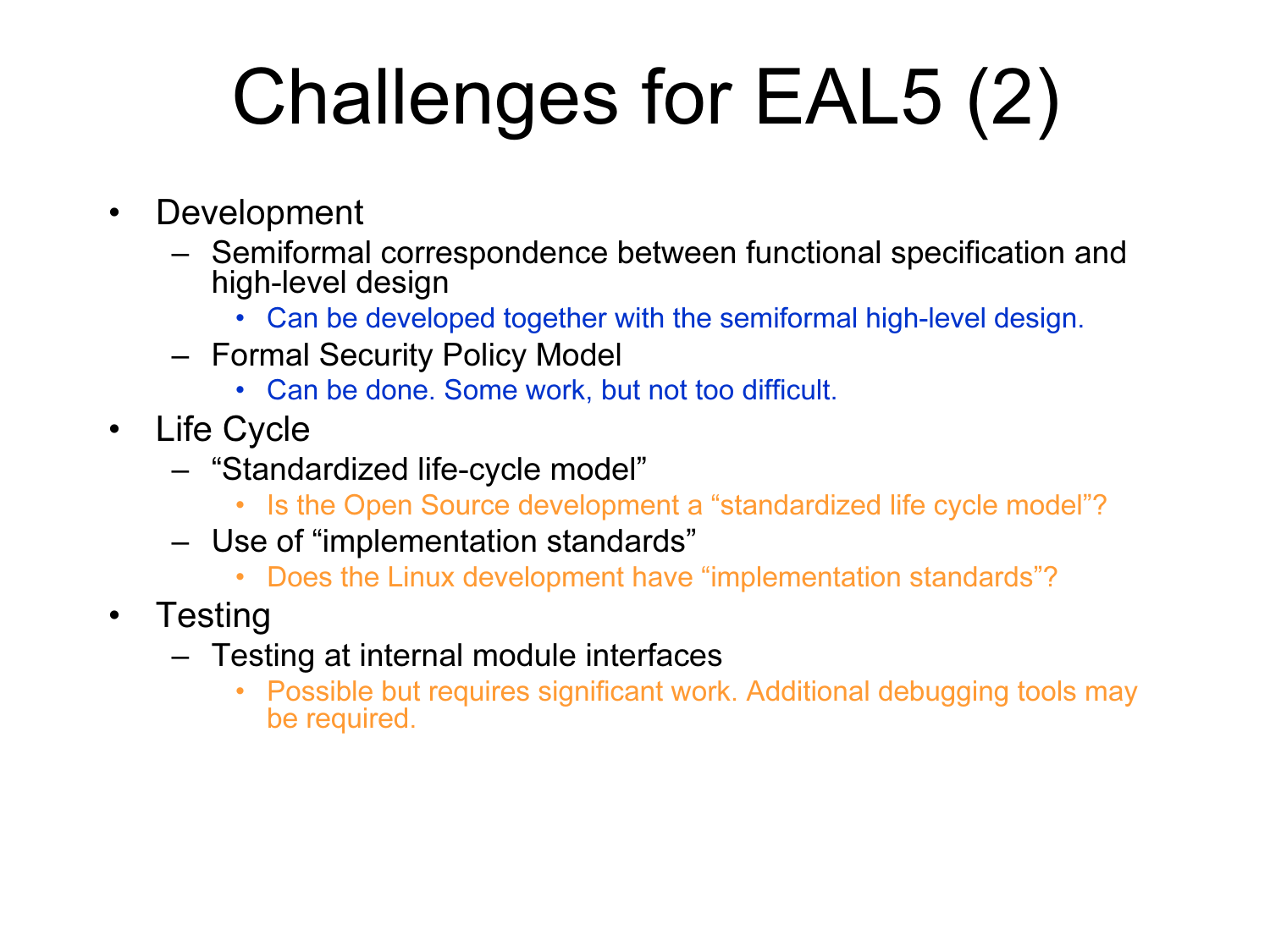# Challenges for EAL5 (2)

- Development
  - Semiformal correspondence between functional specification and high-level design
    - Can be developed together with the semiformal high-level design.
  - Formal Security Policy Model
    - Can be done. Some work, but not too difficult.
- Life Cycle
  - “Standardized life-cycle model”
    - Is the Open Source development a “standardized life cycle model”?
  - Use of “implementation standards”
    - Does the Linux development have “implementation standards”?
- Testing
  - Testing at internal module interfaces
    - Possible but requires significant work. Additional debugging tools may be required.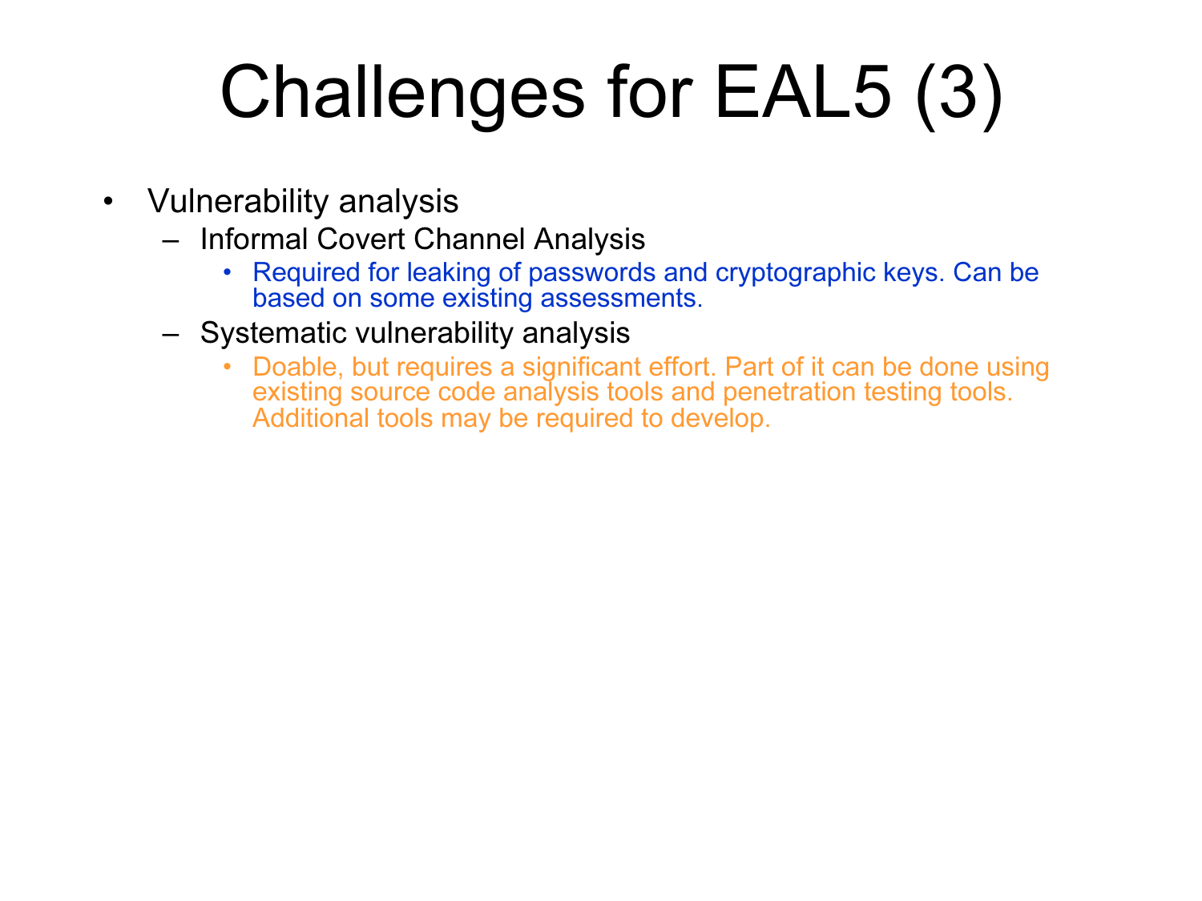# Challenges for EAL5 (3)

- Vulnerability analysis
  - Informal Covert Channel Analysis
    - Required for leaking of passwords and cryptographic keys. Can be based on some existing assessments.
  - Systematic vulnerability analysis
    - Doable, but requires a significant effort. Part of it can be done using existing source code analysis tools and penetration testing tools. Additional tools may be required to develop.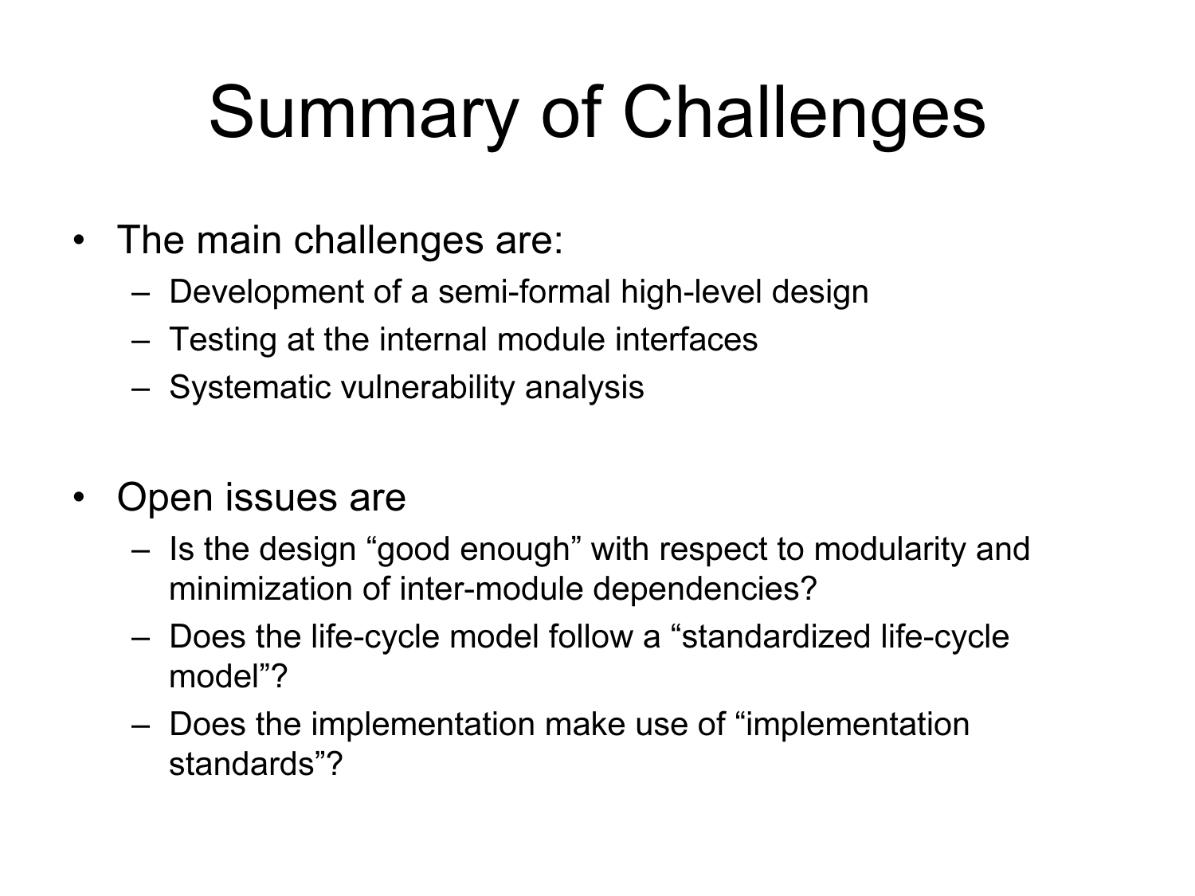# Summary of Challenges

- The main challenges are:
  - Development of a semi-formal high-level design
  - Testing at the internal module interfaces
  - Systematic vulnerability analysis

- Open issues are
  - Is the design "good enough" with respect to modularity and minimization of inter-module dependencies?
  - Does the life-cycle model follow a "standardized life-cycle model"?
  - Does the implementation make use of "implementation standards"?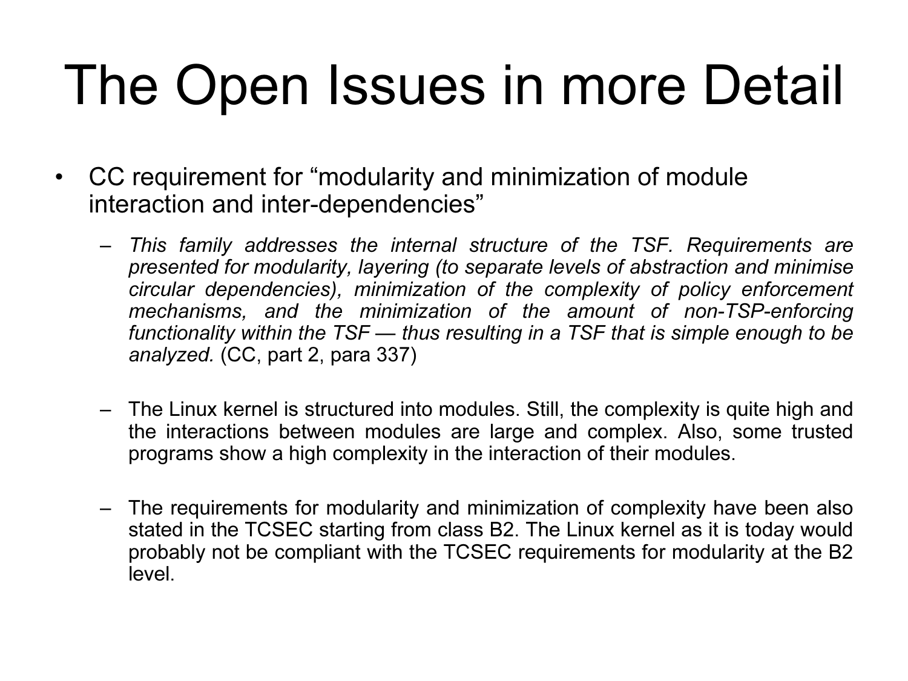# The Open Issues in more Detail

- CC requirement for "modularity and minimization of module interaction and inter-dependencies"
  - *This family addresses the internal structure of the TSF. Requirements are presented for modularity, layering (to separate levels of abstraction and minimise circular dependencies), minimization of the complexity of policy enforcement mechanisms, and the minimization of the amount of non-TSP-enforcing functionality within the TSF — thus resulting in a TSF that is simple enough to be analyzed.* (CC, part 2, para 337)
  - The Linux kernel is structured into modules. Still, the complexity is quite high and the interactions between modules are large and complex. Also, some trusted programs show a high complexity in the interaction of their modules.
  - The requirements for modularity and minimization of complexity have been also stated in the TCSEC starting from class B2. The Linux kernel as it is today would probably not be compliant with the TCSEC requirements for modularity at the B2 level.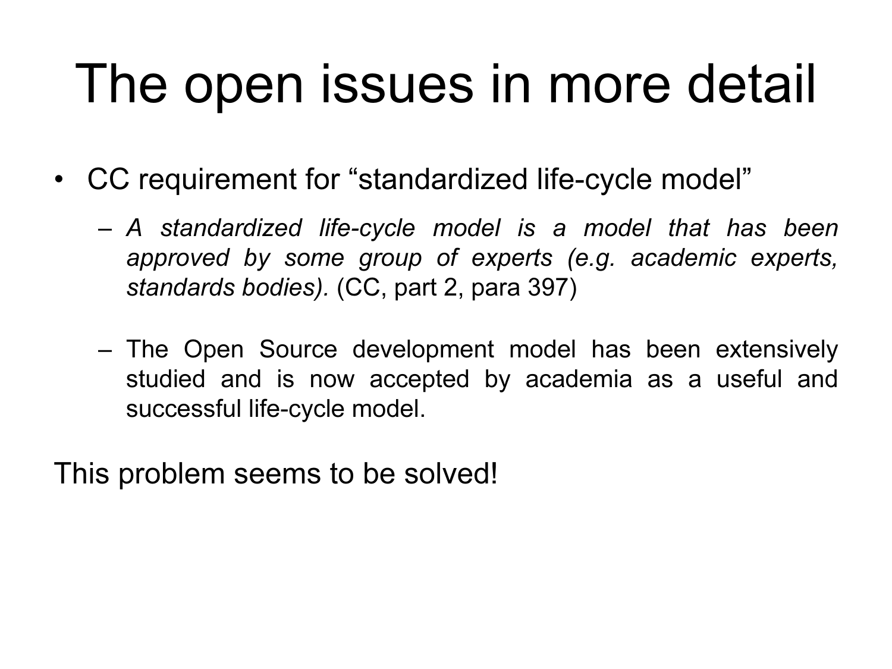# The open issues in more detail

- CC requirement for “standardized life-cycle model”
  - *A standardized life-cycle model is a model that has been approved by some group of experts (e.g. academic experts, standards bodies).* (CC, part 2, para 397)
  - The Open Source development model has been extensively studied and is now accepted by academia as a useful and successful life-cycle model.

This problem seems to be solved!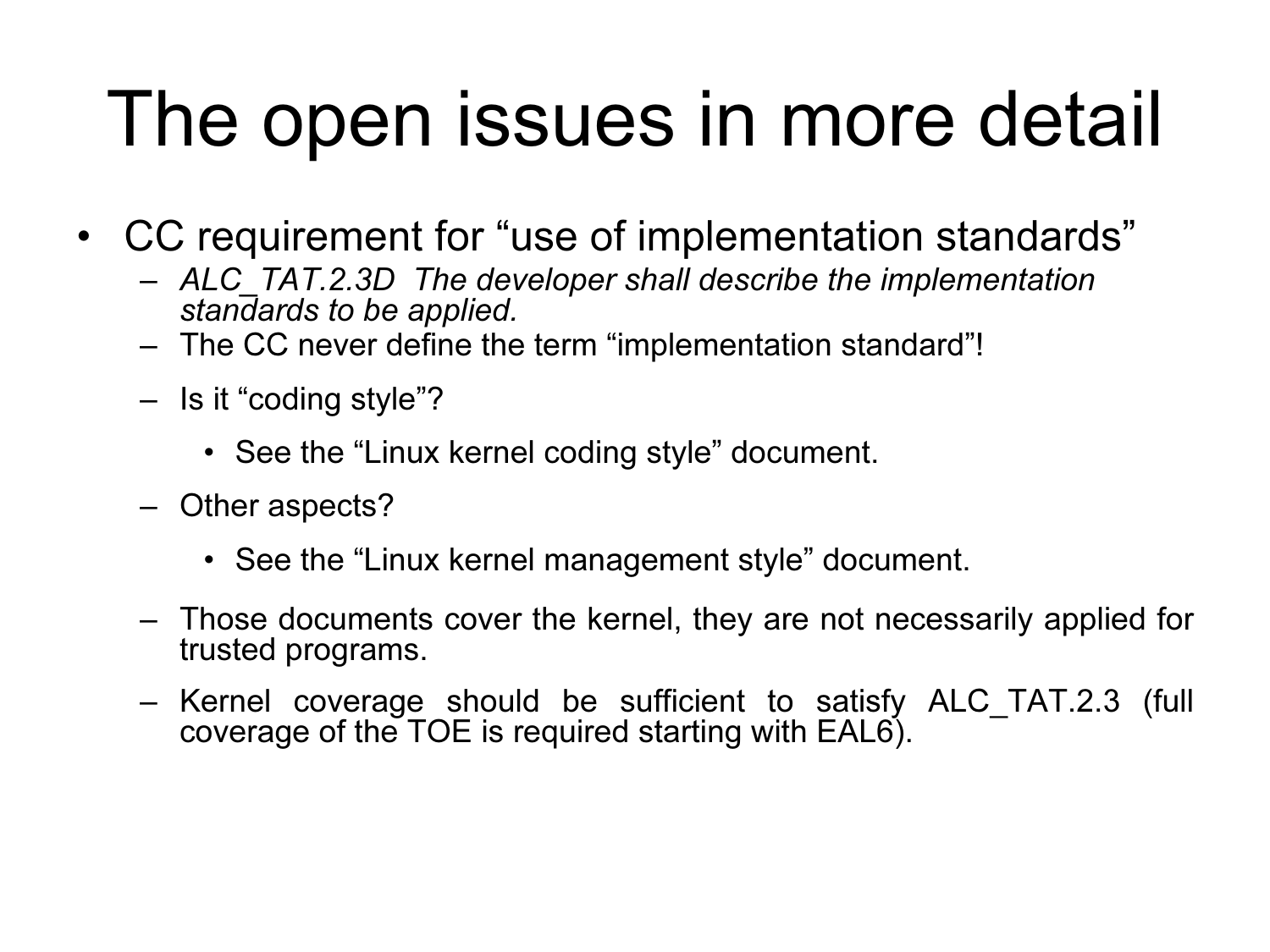# The open issues in more detail

- CC requirement for “use of implementation standards”
  - *ALC_TAT.2.3D The developer shall describe the implementation standards to be applied.*
  - The CC never define the term “implementation standard”!
  - Is it “coding style”?
    - See the “Linux kernel coding style” document.
  - Other aspects?
    - See the “Linux kernel management style” document.
  - Those documents cover the kernel, they are not necessarily applied for trusted programs.
  - Kernel coverage should be sufficient to satisfy ALC_TAT.2.3 (full coverage of the TOE is required starting with EAL6).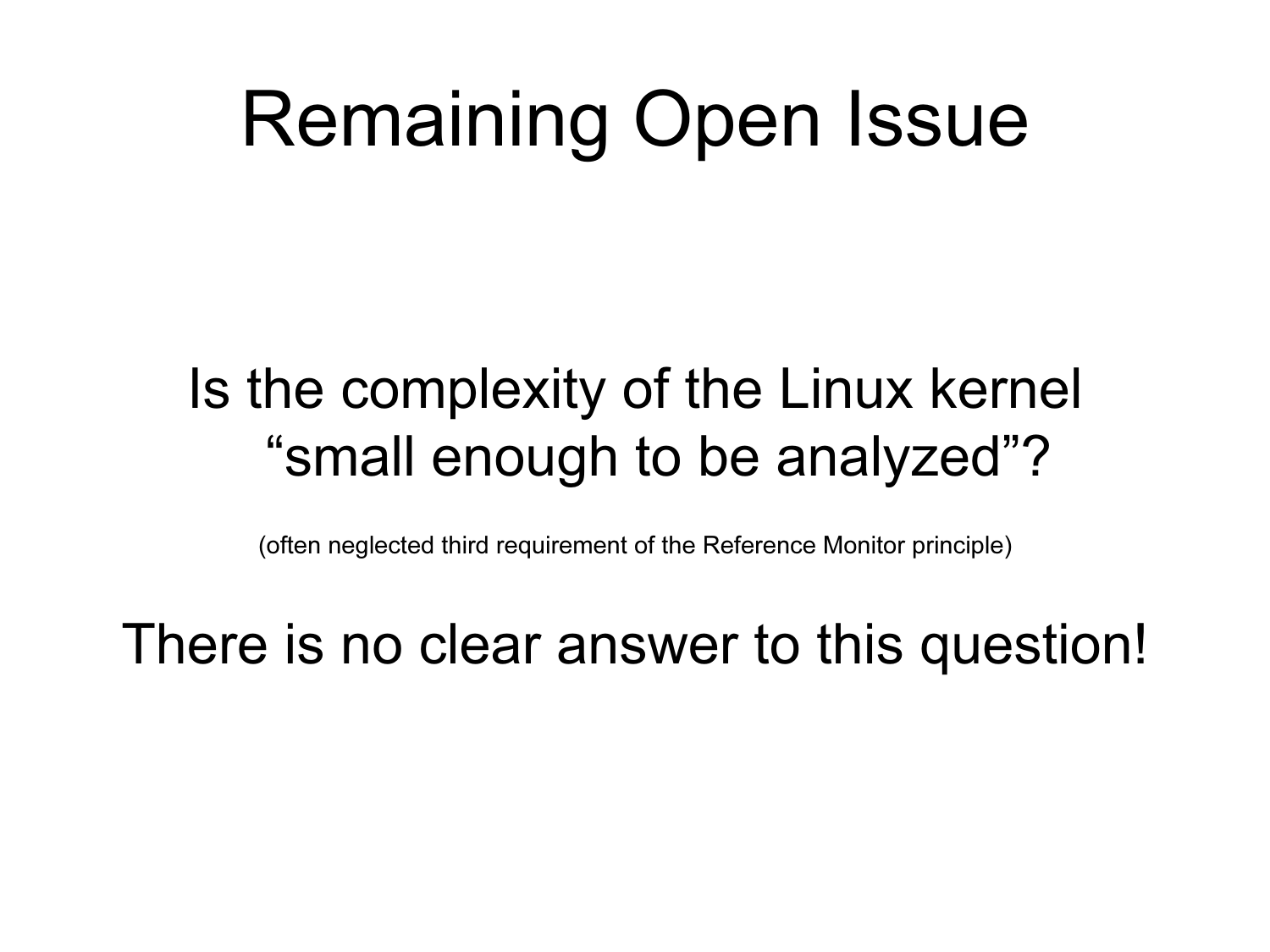# Remaining Open Issue

Is the complexity of the Linux kernel "small enough to be analyzed"?

(often neglected third requirement of the Reference Monitor principle)

There is no clear answer to this question!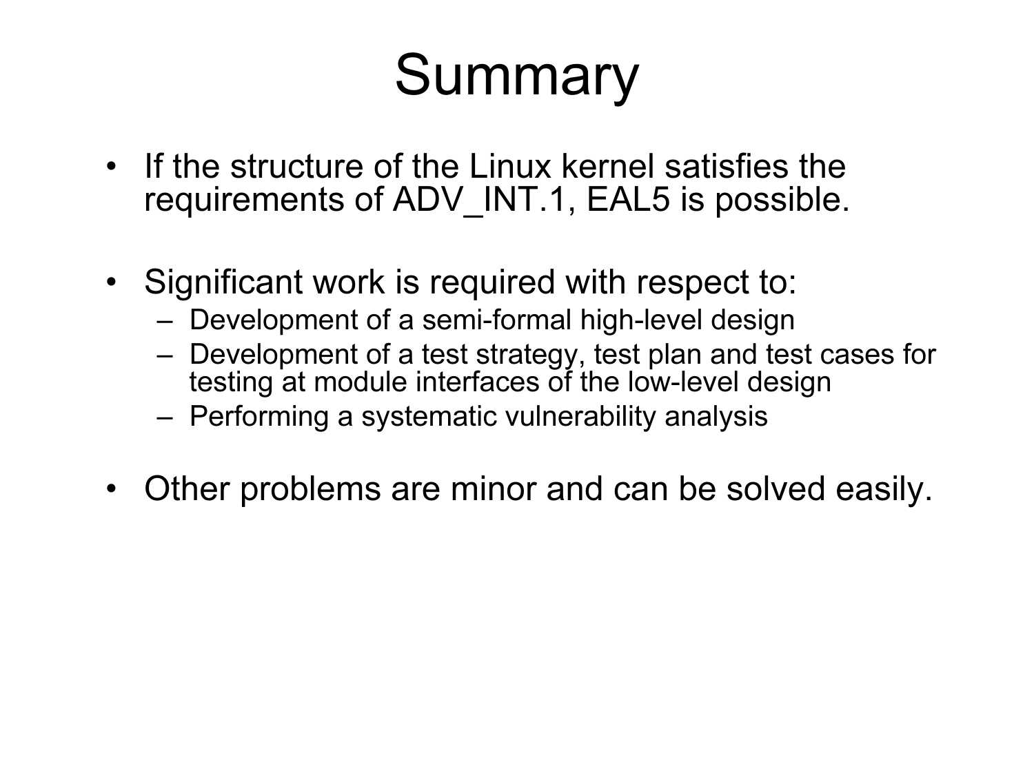# Summary

- If the structure of the Linux kernel satisfies the requirements of ADV_INT.1, EAL5 is possible.
- Significant work is required with respect to:
  - Development of a semi-formal high-level design
  - Development of a test strategy, test plan and test cases for testing at module interfaces of the low-level design
  - Performing a systematic vulnerability analysis
- Other problems are minor and can be solved easily.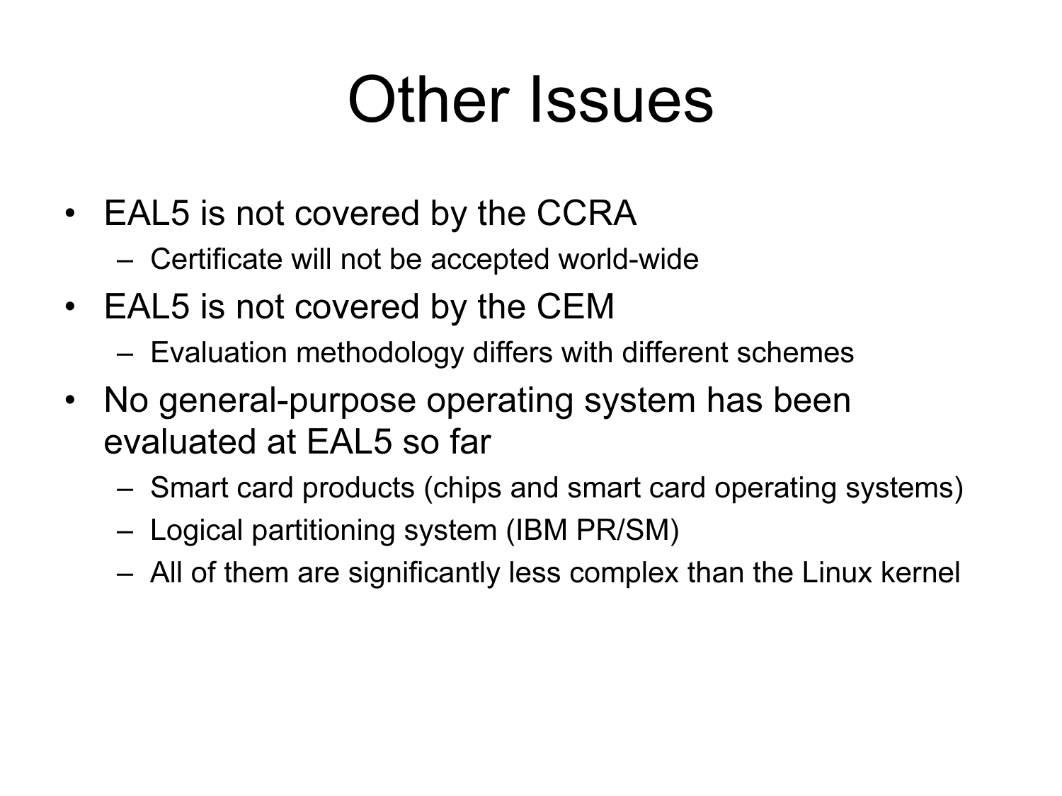# Other Issues

- EAL5 is not covered by the CCRA
  - Certificate will not be accepted world-wide
- EAL5 is not covered by the CEM
  - Evaluation methodology differs with different schemes
- No general-purpose operating system has been evaluated at EAL5 so far
  - Smart card products (chips and smart card operating systems)
  - Logical partitioning system (IBM PR/SM)
  - All of them are significantly less complex than the Linux kernel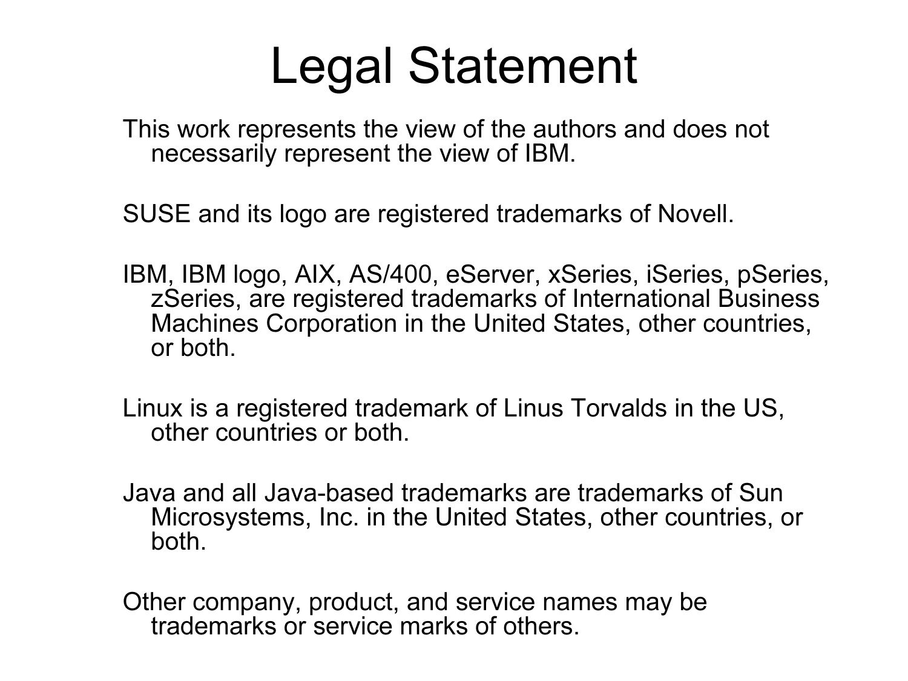# Legal Statement

This work represents the view of the authors and does not necessarily represent the view of IBM.

SUSE and its logo are registered trademarks of Novell.

IBM, IBM logo, AIX, AS/400, eServer, xSeries, iSeries, pSeries, zSeries, are registered trademarks of International Business Machines Corporation in the United States, other countries, or both.

Linux is a registered trademark of Linus Torvalds in the US, other countries or both.

Java and all Java-based trademarks are trademarks of Sun Microsystems, Inc. in the United States, other countries, or both.

Other company, product, and service names may be trademarks or service marks of others.